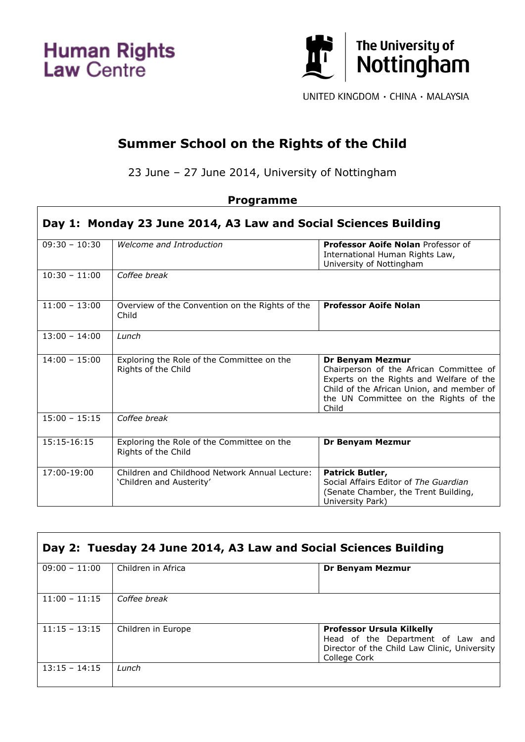Human Rights Law Centre

The University of Nottingham

UNITED KINGDOM · CHINA · MALAYSIA

# Summer School on the Rights of the Child

23 June – 27 June 2014, University of Nottingham

## Programme

| Day 1: Monday 23 June 2014, A3 Law and Social Sciences Building | | |
|---|---|---|
| 09:30 – 10:30 | *Welcome and Introduction* | **Professor Aoife Nolan** Professor of International Human Rights Law, University of Nottingham |
| 10:30 – 11:00 | *Coffee break* | |
| 11:00 – 13:00 | Overview of the Convention on the Rights of the Child | **Professor Aoife Nolan** |
| 13:00 – 14:00 | *Lunch* | |
| 14:00 – 15:00 | Exploring the Role of the Committee on the Rights of the Child | **Dr Benyam Mezmur** Chairperson of the African Committee of Experts on the Rights and Welfare of the Child of the African Union, and member of the UN Committee on the Rights of the Child |
| 15:00 – 15:15 | *Coffee break* | |
| 15:15-16:15 | Exploring the Role of the Committee on the Rights of the Child | **Dr Benyam Mezmur** |
| 17:00-19:00 | Children and Childhood Network Annual Lecture: 'Children and Austerity' | **Patrick Butler,** Social Affairs Editor of *The Guardian* (Senate Chamber, the Trent Building, University Park) |

| Day 2: Tuesday 24 June 2014, A3 Law and Social Sciences Building | | |
|---|---|---|
| 09:00 – 11:00 | Children in Africa | **Dr Benyam Mezmur** |
| 11:00 – 11:15 | *Coffee break* | |
| 11:15 – 13:15 | Children in Europe | **Professor Ursula Kilkelly** Head of the Department of Law and Director of the Child Law Clinic, University College Cork |
| 13:15 – 14:15 | *Lunch* | |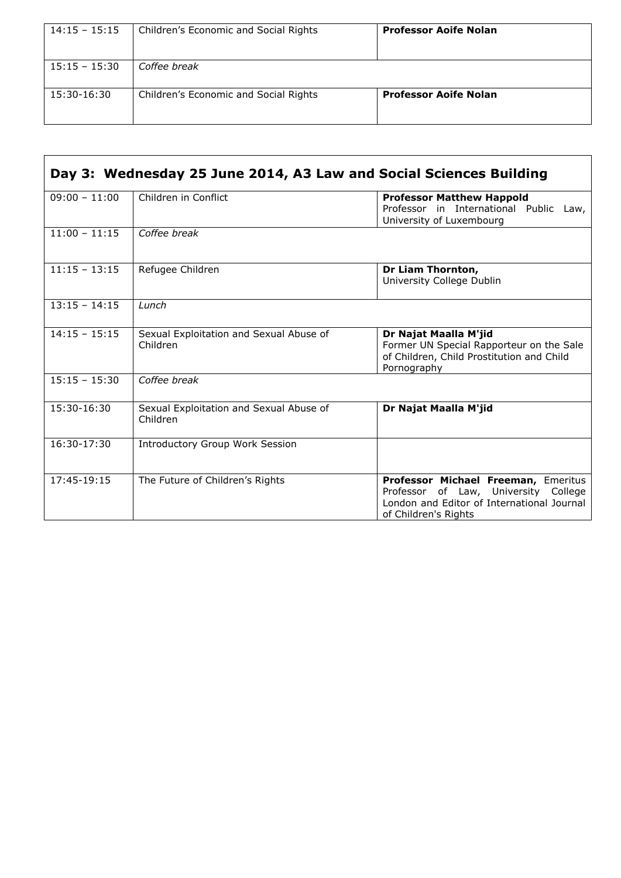| | | |
|---|---|---|
| 14:15 – 15:15 | Children's Economic and Social Rights | **Professor Aoife Nolan** |
| 15:15 – 15:30 | *Coffee break* | |
| 15:30-16:30 | Children's Economic and Social Rights | **Professor Aoife Nolan** |

## Day 3: Wednesday 25 June 2014, A3 Law and Social Sciences Building

| | | |
|---|---|---|
| 09:00 – 11:00 | Children in Conflict | **Professor Matthew Happold** Professor in International Public Law, University of Luxembourg |
| 11:00 – 11:15 | *Coffee break* | |
| 11:15 – 13:15 | Refugee Children | **Dr Liam Thornton,** University College Dublin |
| 13:15 – 14:15 | *Lunch* | |
| 14:15 – 15:15 | Sexual Exploitation and Sexual Abuse of Children | **Dr Najat Maalla M'jid** Former UN Special Rapporteur on the Sale of Children, Child Prostitution and Child Pornography |
| 15:15 – 15:30 | *Coffee break* | |
| 15:30-16:30 | Sexual Exploitation and Sexual Abuse of Children | **Dr Najat Maalla M'jid** |
| 16:30-17:30 | Introductory Group Work Session | |
| 17:45-19:15 | The Future of Children's Rights | **Professor Michael Freeman,** Emeritus Professor of Law, University College London and Editor of International Journal of Children's Rights |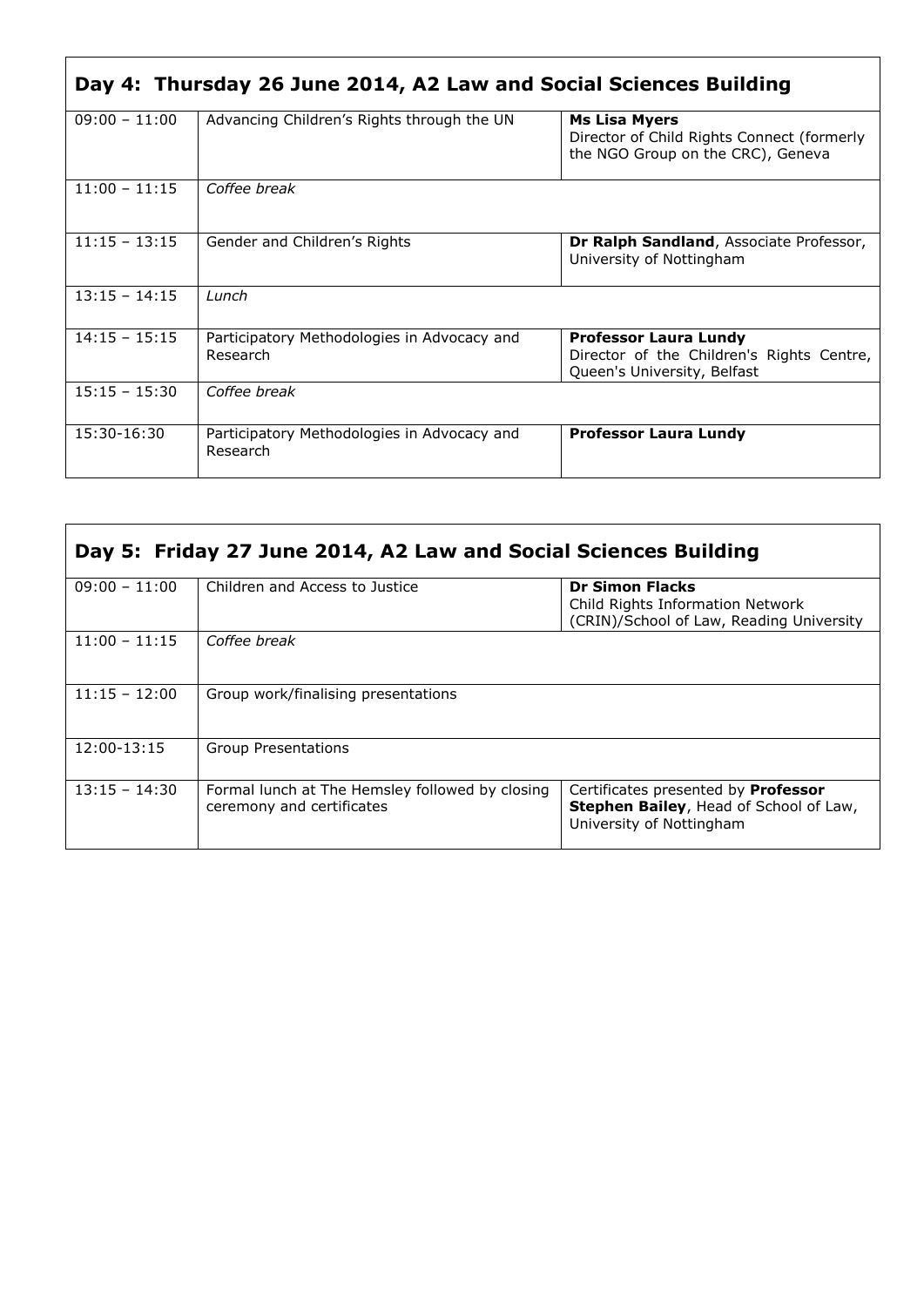## Day 4: Thursday 26 June 2014, A2 Law and Social Sciences Building

| | | |
|---|---|---|
| 09:00 – 11:00 | Advancing Children's Rights through the UN | **Ms Lisa Myers**<br>Director of Child Rights Connect (formerly the NGO Group on the CRC), Geneva |
| 11:00 – 11:15 | *Coffee break* | |
| 11:15 – 13:15 | Gender and Children's Rights | **Dr Ralph Sandland**, Associate Professor, University of Nottingham |
| 13:15 – 14:15 | *Lunch* | |
| 14:15 – 15:15 | Participatory Methodologies in Advocacy and Research | **Professor Laura Lundy**<br>Director of the Children's Rights Centre, Queen's University, Belfast |
| 15:15 – 15:30 | *Coffee break* | |
| 15:30-16:30 | Participatory Methodologies in Advocacy and Research | **Professor Laura Lundy** |

## Day 5: Friday 27 June 2014, A2 Law and Social Sciences Building

| | | |
|---|---|---|
| 09:00 – 11:00 | Children and Access to Justice | **Dr Simon Flacks**<br>Child Rights Information Network (CRIN)/School of Law, Reading University |
| 11:00 – 11:15 | *Coffee break* | |
| 11:15 – 12:00 | Group work/finalising presentations | |
| 12:00-13:15 | Group Presentations | |
| 13:15 – 14:30 | Formal lunch at The Hemsley followed by closing ceremony and certificates | Certificates presented by **Professor Stephen Bailey**, Head of School of Law, University of Nottingham |